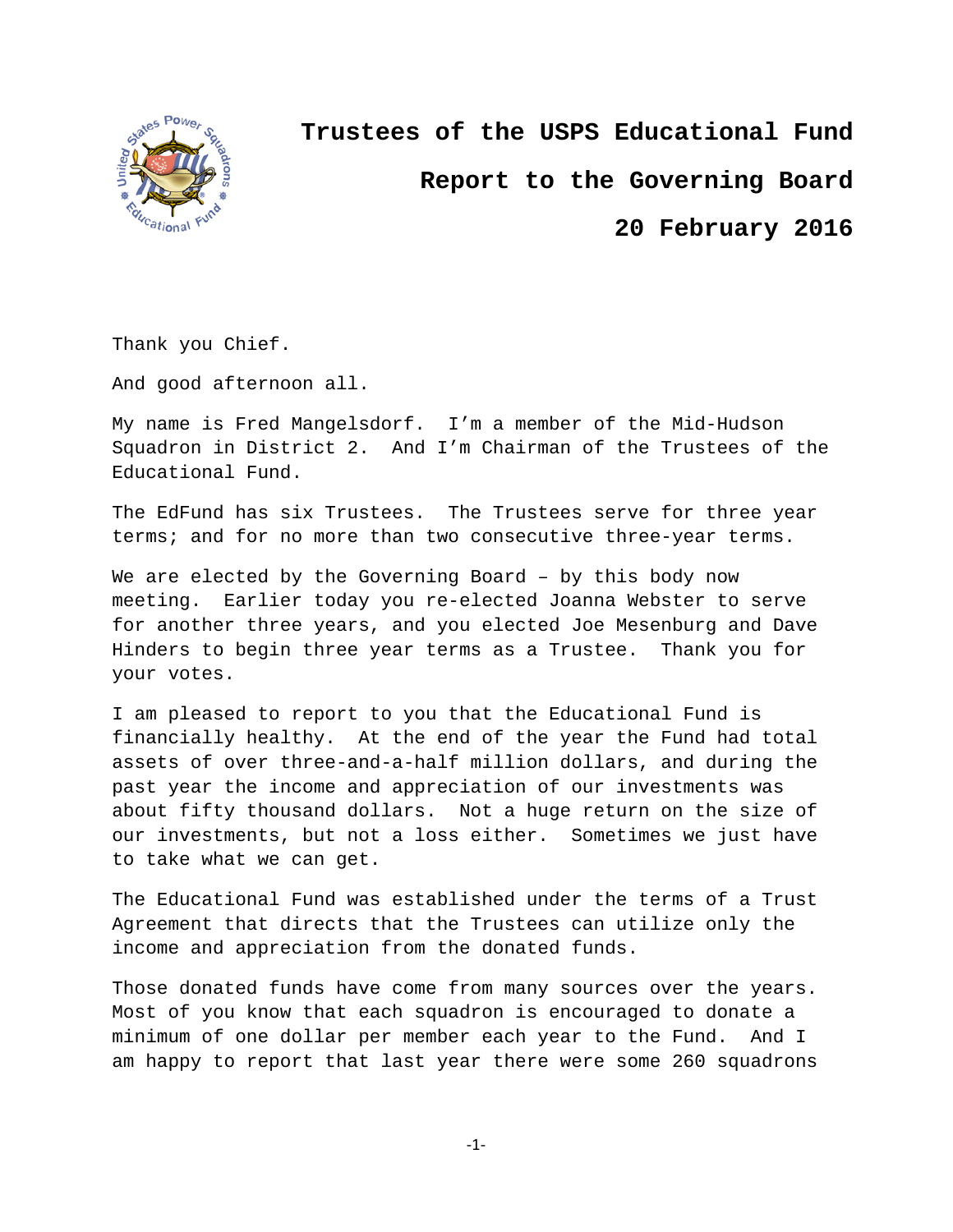# Trustees of the USPS Educational Fund

## Report to the Governing Board

## 20 February 2016

Thank you Chief.

And good afternoon all.

My name is Fred Mangelsdorf. I'm a member of the Mid-Hudson Squadron in District 2. And I'm Chairman of the Trustees of the Educational Fund.

The EdFund has six Trustees. The Trustees serve for three year terms; and for no more than two consecutive three-year terms.

We are elected by the Governing Board – by this body now meeting. Earlier today you re-elected Joanna Webster to serve for another three years, and you elected Joe Mesenburg and Dave Hinders to begin three year terms as a Trustee. Thank you for your votes.

I am pleased to report to you that the Educational Fund is financially healthy. At the end of the year the Fund had total assets of over three-and-a-half million dollars, and during the past year the income and appreciation of our investments was about fifty thousand dollars. Not a huge return on the size of our investments, but not a loss either. Sometimes we just have to take what we can get.

The Educational Fund was established under the terms of a Trust Agreement that directs that the Trustees can utilize only the income and appreciation from the donated funds.

Those donated funds have come from many sources over the years. Most of you know that each squadron is encouraged to donate a minimum of one dollar per member each year to the Fund. And I am happy to report that last year there were some 260 squadrons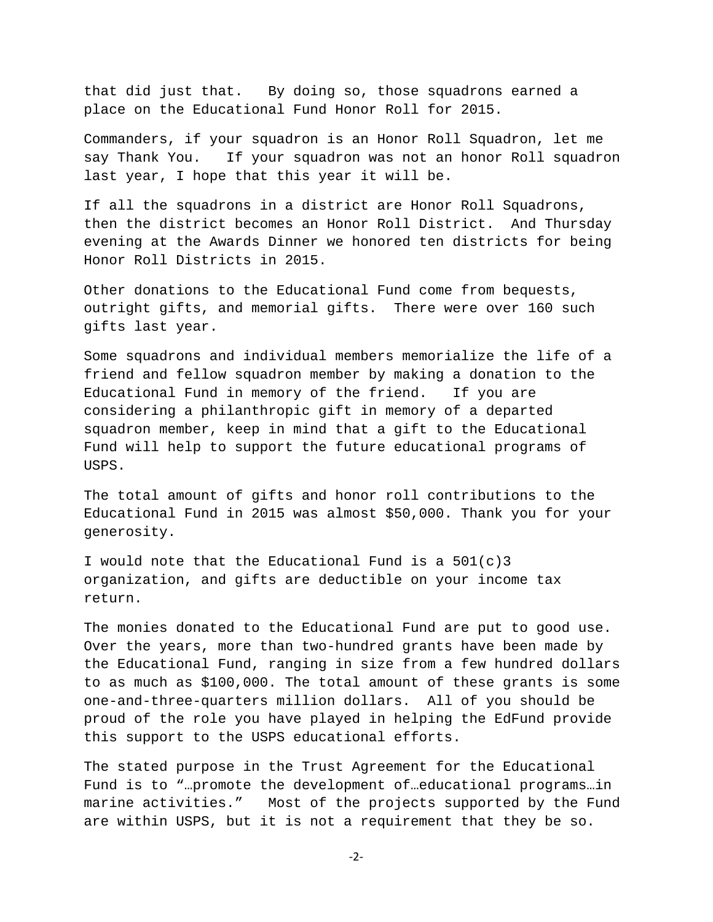that did just that. By doing so, those squadrons earned a place on the Educational Fund Honor Roll for 2015.

Commanders, if your squadron is an Honor Roll Squadron, let me say Thank You. If your squadron was not an honor Roll squadron last year, I hope that this year it will be.

If all the squadrons in a district are Honor Roll Squadrons, then the district becomes an Honor Roll District. And Thursday evening at the Awards Dinner we honored ten districts for being Honor Roll Districts in 2015.

Other donations to the Educational Fund come from bequests, outright gifts, and memorial gifts. There were over 160 such gifts last year.

Some squadrons and individual members memorialize the life of a friend and fellow squadron member by making a donation to the Educational Fund in memory of the friend. If you are considering a philanthropic gift in memory of a departed squadron member, keep in mind that a gift to the Educational Fund will help to support the future educational programs of USPS.

The total amount of gifts and honor roll contributions to the Educational Fund in 2015 was almost $50,000. Thank you for your generosity.

I would note that the Educational Fund is a 501(c)3 organization, and gifts are deductible on your income tax return.

The monies donated to the Educational Fund are put to good use. Over the years, more than two-hundred grants have been made by the Educational Fund, ranging in size from a few hundred dollars to as much as $100,000. The total amount of these grants is some one-and-three-quarters million dollars. All of you should be proud of the role you have played in helping the EdFund provide this support to the USPS educational efforts.

The stated purpose in the Trust Agreement for the Educational Fund is to "…promote the development of…educational programs…in marine activities." Most of the projects supported by the Fund are within USPS, but it is not a requirement that they be so.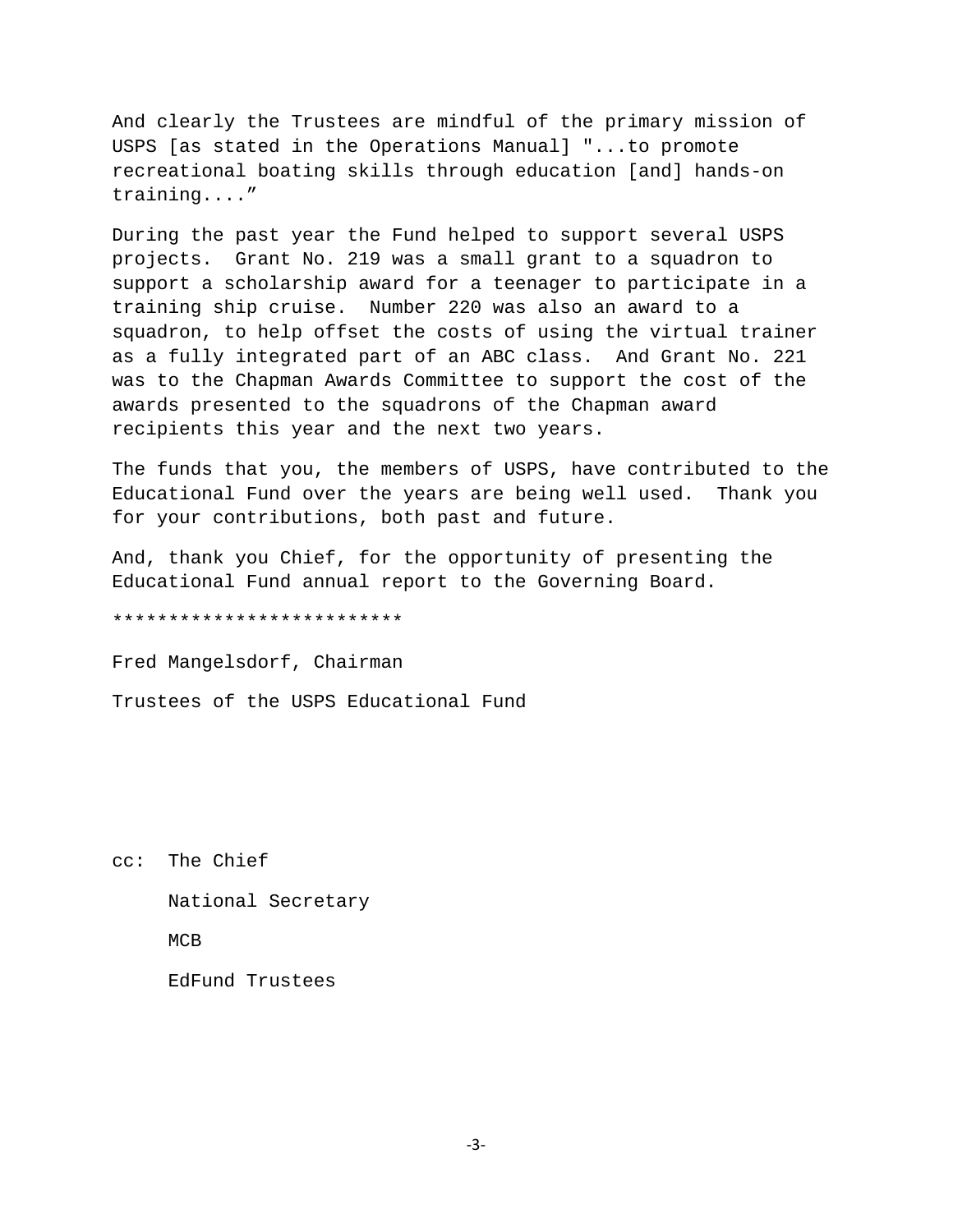And clearly the Trustees are mindful of the primary mission of USPS [as stated in the Operations Manual] "...to promote recreational boating skills through education [and] hands-on training...."

During the past year the Fund helped to support several USPS projects. Grant No. 219 was a small grant to a squadron to support a scholarship award for a teenager to participate in a training ship cruise. Number 220 was also an award to a squadron, to help offset the costs of using the virtual trainer as a fully integrated part of an ABC class. And Grant No. 221 was to the Chapman Awards Committee to support the cost of the awards presented to the squadrons of the Chapman award recipients this year and the next two years.

The funds that you, the members of USPS, have contributed to the Educational Fund over the years are being well used. Thank you for your contributions, both past and future.

And, thank you Chief, for the opportunity of presenting the Educational Fund annual report to the Governing Board.

**************************

Fred Mangelsdorf, Chairman

Trustees of the USPS Educational Fund

cc: The Chief

National Secretary

MCB

EdFund Trustees